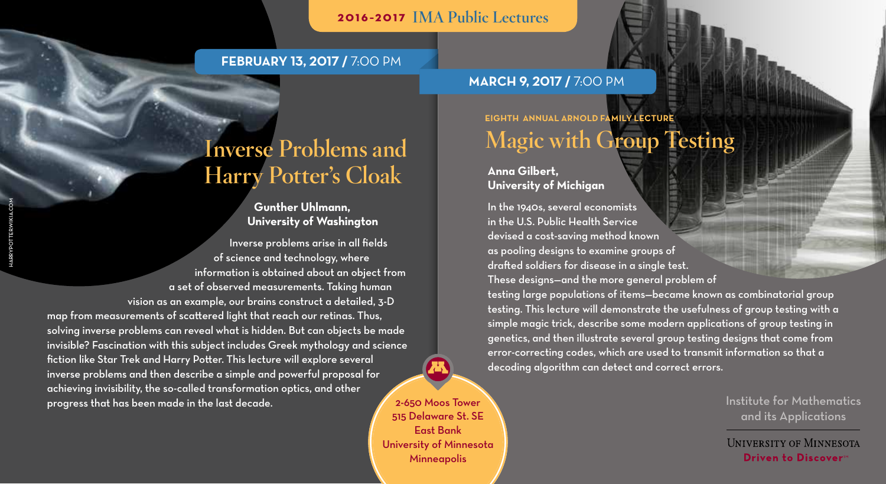**2016-2017** IMA Public Lectures

**FEBRUARY 13, 2017 /** 7:00 PM

# Inverse Problems and Harry Potter's Cloak

**Gunther Uhlmann, University of Washington**

Inverse problems arise in all fields of science and technology, where information is obtained about an object from a set of observed measurements. Taking human vision as an example, our brains construct a detailed, 3-D map from measurements of scattered light that reach our retinas. Thus, solving inverse problems can reveal what is hidden. But can objects be made invisible? Fascination with this subject includes Greek mythology and science fiction like Star Trek and Harry Potter. This lecture will explore several inverse problems and then describe a simple and powerful proposal for achieving invisibility, the so-called transformation optics, and other progress that has been made in the last decade.

HARRYPOTTERWIKIA.COM

**MARCH 9, 2017 /** 7:00 PM

**EIGHTH ANNUAL ARNOLD FAMILY LECTURE**

# Magic with Group Testing

**Anna Gilbert, University of Michigan**

In the 1940s, several economists in the U.S. Public Health Service devised a cost-saving method known as pooling designs to examine groups of drafted soldiers for disease in a single test. These designs—and the more general problem of testing large populations of items—became known as combinatorial group testing. This lecture will demonstrate the usefulness of group testing with a simple magic trick, describe some modern applications of group testing in genetics, and then illustrate several group testing designs that come from error-correcting codes, which are used to transmit information so that a decoding algorithm can detect and correct errors.

2-650 Moos Tower
515 Delaware St. SE
East Bank
University of Minnesota
Minneapolis

Institute for Mathematics and its Applications

UNIVERSITY OF MINNESOTA
**Driven to Discover**℠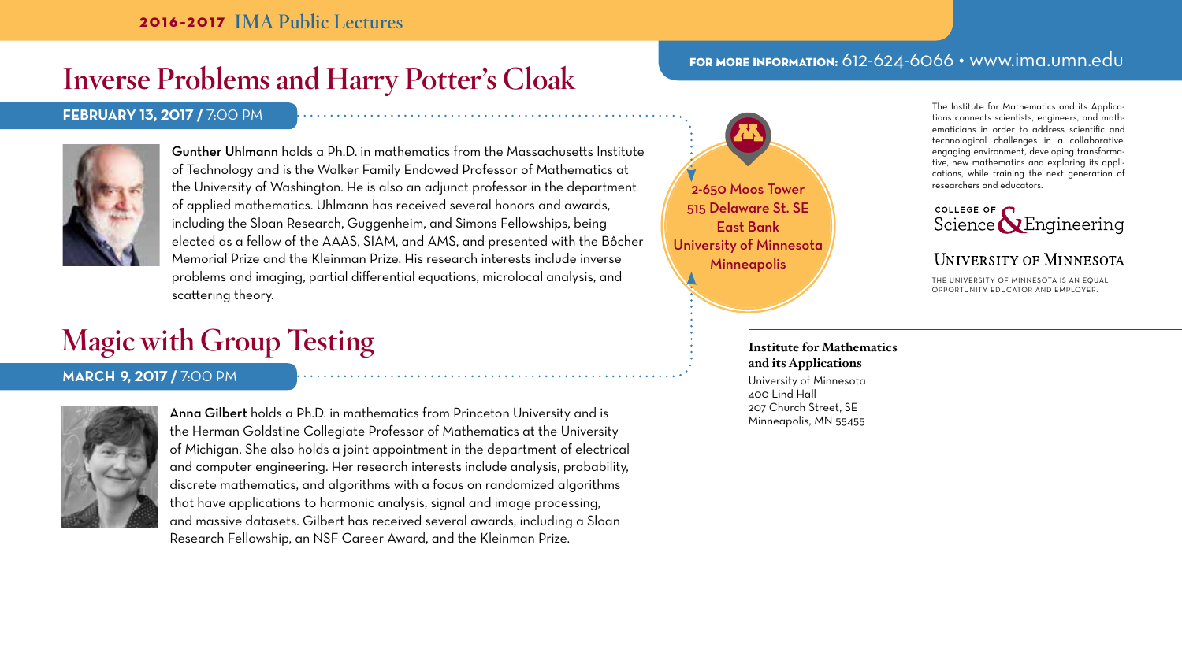**2016-2017** IMA Public Lectures

**FOR MORE INFORMATION:** 612-624-6066 • www.ima.umn.edu

# Inverse Problems and Harry Potter's Cloak

**FEBRUARY 13, 2017 /** 7:00 PM

**Gunther Uhlmann** holds a Ph.D. in mathematics from the Massachusetts Institute of Technology and is the Walker Family Endowed Professor of Mathematics at the University of Washington. He is also an adjunct professor in the department of applied mathematics. Uhlmann has received several honors and awards, including the Sloan Research, Guggenheim, and Simons Fellowships, being elected as a fellow of the AAAS, SIAM, and AMS, and presented with the Bôcher Memorial Prize and the Kleinman Prize. His research interests include inverse problems and imaging, partial differential equations, microlocal analysis, and scattering theory.

# Magic with Group Testing

**MARCH 9, 2017 /** 7:00 PM

**Anna Gilbert** holds a Ph.D. in mathematics from Princeton University and is the Herman Goldstine Collegiate Professor of Mathematics at the University of Michigan. She also holds a joint appointment in the department of electrical and computer engineering. Her research interests include analysis, probability, discrete mathematics, and algorithms with a focus on randomized algorithms that have applications to harmonic analysis, signal and image processing, and massive datasets. Gilbert has received several awards, including a Sloan Research Fellowship, an NSF Career Award, and the Kleinman Prize.

**2-650 Moos Tower**
**515 Delaware St. SE**
**East Bank**
**University of Minnesota**
**Minneapolis**

The Institute for Mathematics and its Applications connects scientists, engineers, and mathematicians in order to address scientific and technological challenges in a collaborative, engaging environment, developing transformative, new mathematics and exploring its applications, while training the next generation of researchers and educators.

COLLEGE OF Science & Engineering

UNIVERSITY OF MINNESOTA

THE UNIVERSITY OF MINNESOTA IS AN EQUAL OPPORTUNITY EDUCATOR AND EMPLOYER.

**Institute for Mathematics and its Applications**
University of Minnesota
400 Lind Hall
207 Church Street, SE
Minneapolis, MN 55455